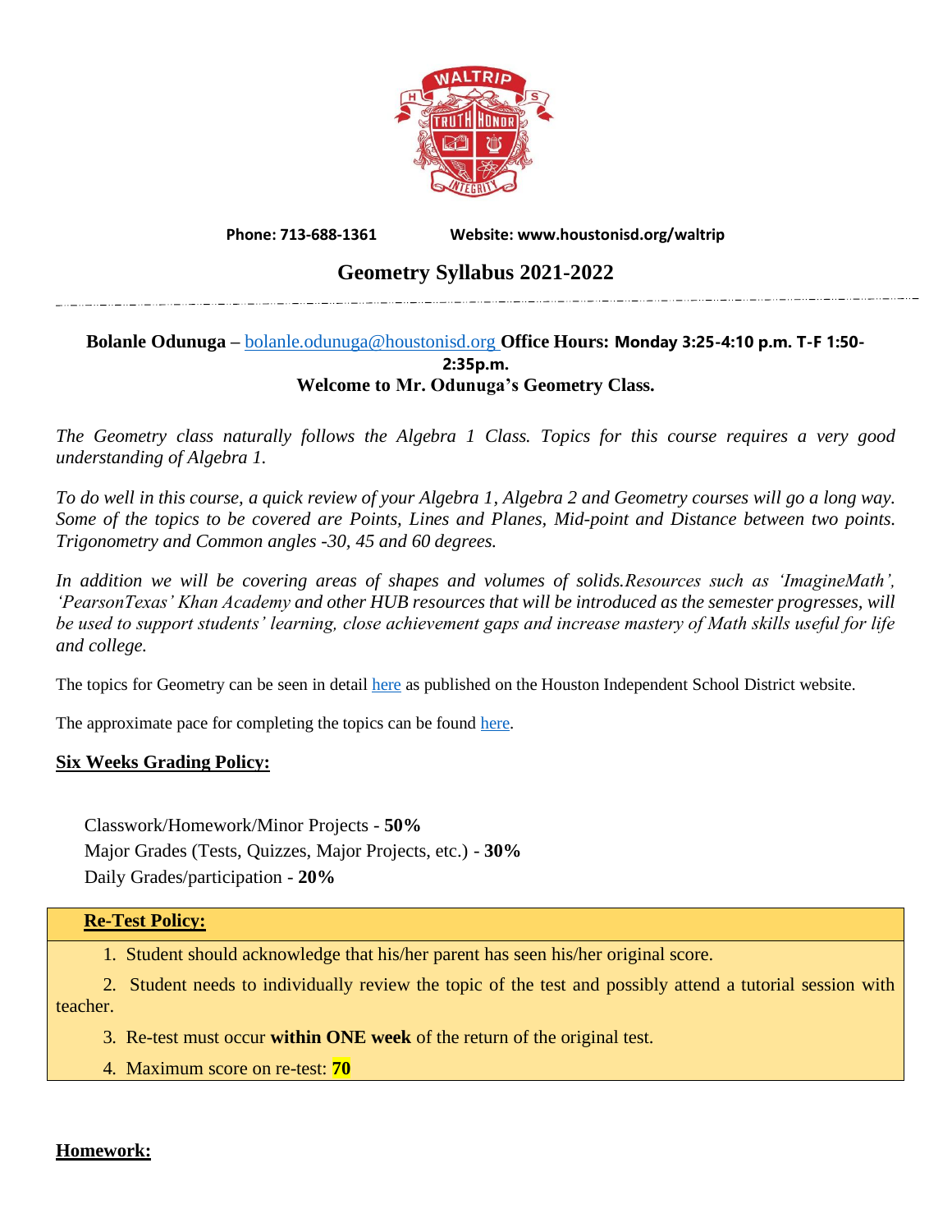Phone: 713-688-1361 Website: www.houstonisd.org/waltrip

# Geometry Syllabus 2021-2022

**Bolanle Odunuga** – bolanle.odunuga@houstonisd.org **Office Hours: Monday 3:25-4:10 p.m. T-F 1:50-2:35p.m.**

**Welcome to Mr. Odunuga's Geometry Class.**

*The Geometry class naturally follows the Algebra 1 Class. Topics for this course requires a very good understanding of Algebra 1.*

*To do well in this course, a quick review of your Algebra 1, Algebra 2 and Geometry courses will go a long way. Some of the topics to be covered are Points, Lines and Planes, Mid-point and Distance between two points. Trigonometry and Common angles -30, 45 and 60 degrees.*

*In addition we will be covering areas of shapes and volumes of solids.Resources such as 'ImagineMath', 'PearsonTexas' Khan Academy and other HUB resources that will be introduced as the semester progresses, will be used to support students' learning, close achievement gaps and increase mastery of Math skills useful for life and college.*

The topics for Geometry can be seen in detail here as published on the Houston Independent School District website.

The approximate pace for completing the topics can be found here.

## Six Weeks Grading Policy:

Classwork/Homework/Minor Projects - **50%**
Major Grades (Tests, Quizzes, Major Projects, etc.) - **30%**
Daily Grades/participation - **20%**

## Re-Test Policy:

1. Student should acknowledge that his/her parent has seen his/her original score.
2. Student needs to individually review the topic of the test and possibly attend a tutorial session with teacher.
3. Re-test must occur **within ONE week** of the return of the original test.
4. Maximum score on re-test: **70**

## Homework: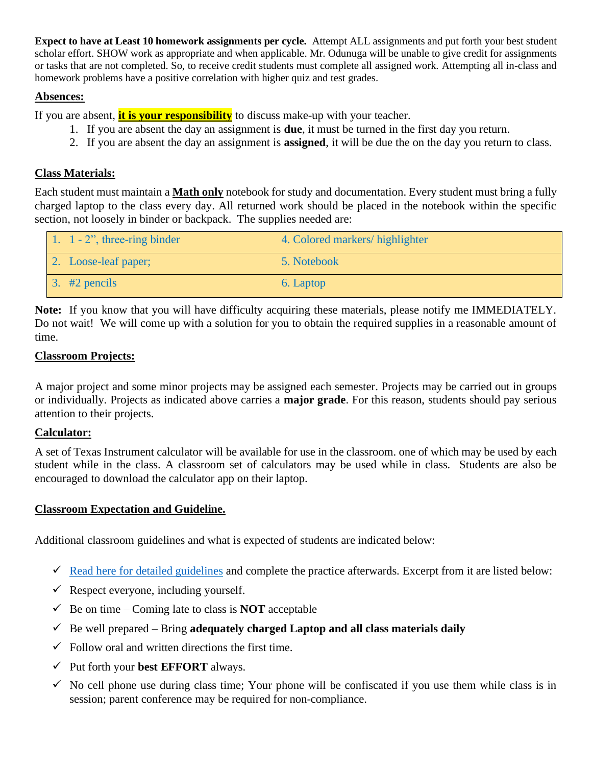**Expect to have at Least 10 homework assignments per cycle.** Attempt ALL assignments and put forth your best student scholar effort. SHOW work as appropriate and when applicable. Mr. Odunuga will be unable to give credit for assignments or tasks that are not completed. So, to receive credit students must complete all assigned work. Attempting all in-class and homework problems have a positive correlation with higher quiz and test grades.

## Absences:

If you are absent, **it is your responsibility** to discuss make-up with your teacher.

1. If you are absent the day an assignment is **due**, it must be turned in the first day you return.
2. If you are absent the day an assignment is **assigned**, it will be due the on the day you return to class.

## Class Materials:

Each student must maintain a **Math only** notebook for study and documentation. Every student must bring a fully charged laptop to the class every day. All returned work should be placed in the notebook within the specific section, not loosely in binder or backpack. The supplies needed are:

| | |
|---|---|
| 1. 1 - 2", three-ring binder | 4. Colored markers/ highlighter |
| 2. Loose-leaf paper; | 5. Notebook |
| 3. #2 pencils | 6. Laptop |

**Note:** If you know that you will have difficulty acquiring these materials, please notify me IMMEDIATELY. Do not wait! We will come up with a solution for you to obtain the required supplies in a reasonable amount of time.

## Classroom Projects:

A major project and some minor projects may be assigned each semester. Projects may be carried out in groups or individually. Projects as indicated above carries a **major grade**. For this reason, students should pay serious attention to their projects.

## Calculator:

A set of Texas Instrument calculator will be available for use in the classroom. one of which may be used by each student while in the class. A classroom set of calculators may be used while in class. Students are also be encouraged to download the calculator app on their laptop.

## Classroom Expectation and Guideline.

Additional classroom guidelines and what is expected of students are indicated below:

- ✓ Read here for detailed guidelines and complete the practice afterwards. Excerpt from it are listed below:
- ✓ Respect everyone, including yourself.
- ✓ Be on time – Coming late to class is **NOT** acceptable
- ✓ Be well prepared – Bring **adequately charged Laptop and all class materials daily**
- ✓ Follow oral and written directions the first time.
- ✓ Put forth your **best EFFORT** always.
- ✓ No cell phone use during class time; Your phone will be confiscated if you use them while class is in session; parent conference may be required for non-compliance.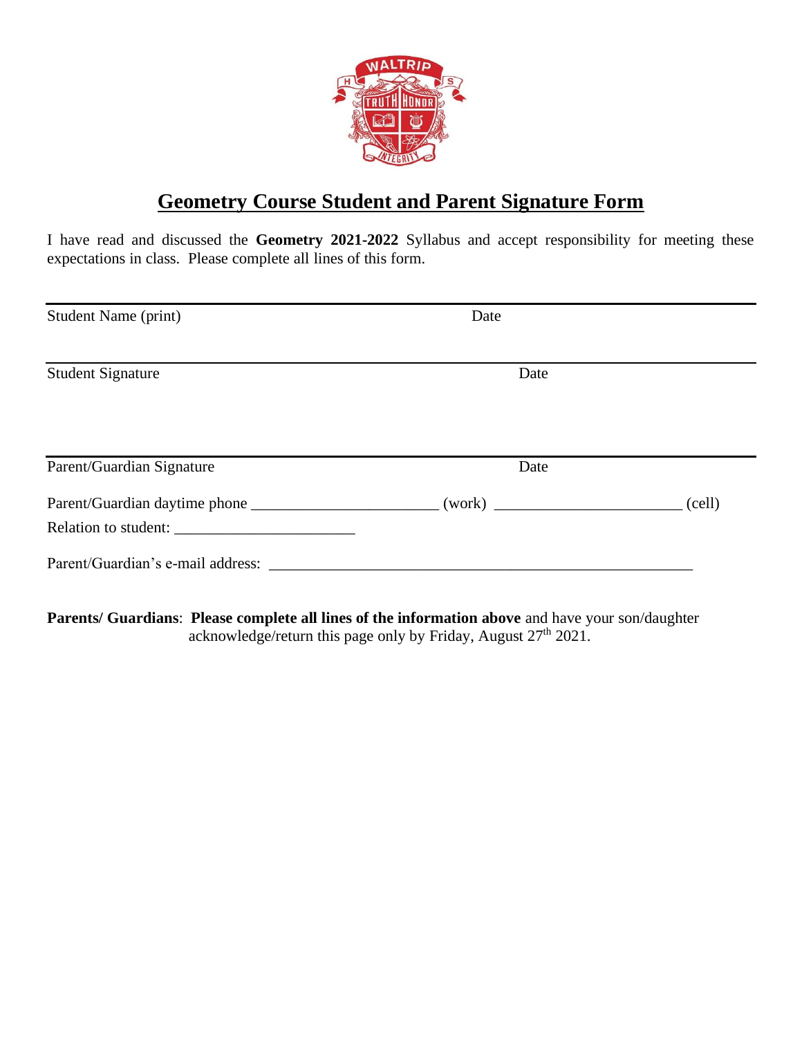# Geometry Course Student and Parent Signature Form

I have read and discussed the **Geometry 2021-2022** Syllabus and accept responsibility for meeting these expectations in class. Please complete all lines of this form.

---

Student Name (print) Date

---

Student Signature Date

---

Parent/Guardian Signature Date

Parent/Guardian daytime phone ________________________ (work) ________________________ (cell)

Relation to student: ________________________

Parent/Guardian's e-mail address: ________________________________________________________

**Parents/ Guardians**: **Please complete all lines of the information above** and have your son/daughter acknowledge/return this page only by Friday, August 27th 2021.